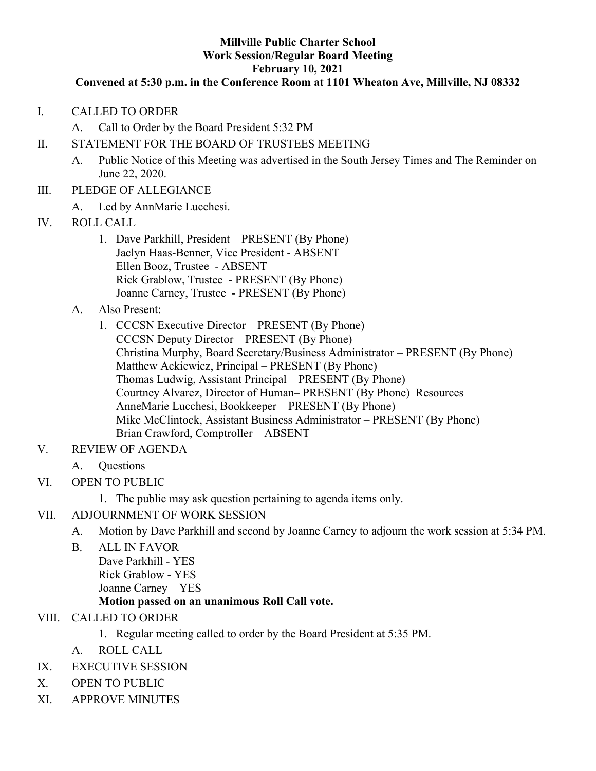**Millville Public Charter School**
**Work Session/Regular Board Meeting**
**February 10, 2021**
**Convened at 5:30 p.m. in the Conference Room at 1101 Wheaton Ave, Millville, NJ 08332**

I. CALLED TO ORDER
   - A. Call to Order by the Board President 5:32 PM

II. STATEMENT FOR THE BOARD OF TRUSTEES MEETING
   - A. Public Notice of this Meeting was advertised in the South Jersey Times and The Reminder on June 22, 2020.

III. PLEDGE OF ALLEGIANCE
   - A. Led by AnnMarie Lucchesi.

IV. ROLL CALL
   1. Dave Parkhill, President – PRESENT (By Phone)
      Jaclyn Haas-Benner, Vice President - ABSENT
      Ellen Booz, Trustee - ABSENT
      Rick Grablow, Trustee - PRESENT (By Phone)
      Joanne Carney, Trustee - PRESENT (By Phone)
   - A. Also Present:
      1. CCCSN Executive Director – PRESENT (By Phone)
         CCCSN Deputy Director – PRESENT (By Phone)
         Christina Murphy, Board Secretary/Business Administrator – PRESENT (By Phone)
         Matthew Ackiewicz, Principal – PRESENT (By Phone)
         Thomas Ludwig, Assistant Principal – PRESENT (By Phone)
         Courtney Alvarez, Director of Human– PRESENT (By Phone) Resources
         AnneMarie Lucchesi, Bookkeeper – PRESENT (By Phone)
         Mike McClintock, Assistant Business Administrator – PRESENT (By Phone)
         Brian Crawford, Comptroller – ABSENT

V. REVIEW OF AGENDA
   - A. Questions

VI. OPEN TO PUBLIC
   1. The public may ask question pertaining to agenda items only.

VII. ADJOURNMENT OF WORK SESSION
   - A. Motion by Dave Parkhill and second by Joanne Carney to adjourn the work session at 5:34 PM.
   - B. ALL IN FAVOR
     Dave Parkhill - YES
     Rick Grablow - YES
     Joanne Carney – YES
     **Motion passed on an unanimous Roll Call vote.**

VIII. CALLED TO ORDER
   1. Regular meeting called to order by the Board President at 5:35 PM.
   - A. ROLL CALL

IX. EXECUTIVE SESSION

X. OPEN TO PUBLIC

XI. APPROVE MINUTES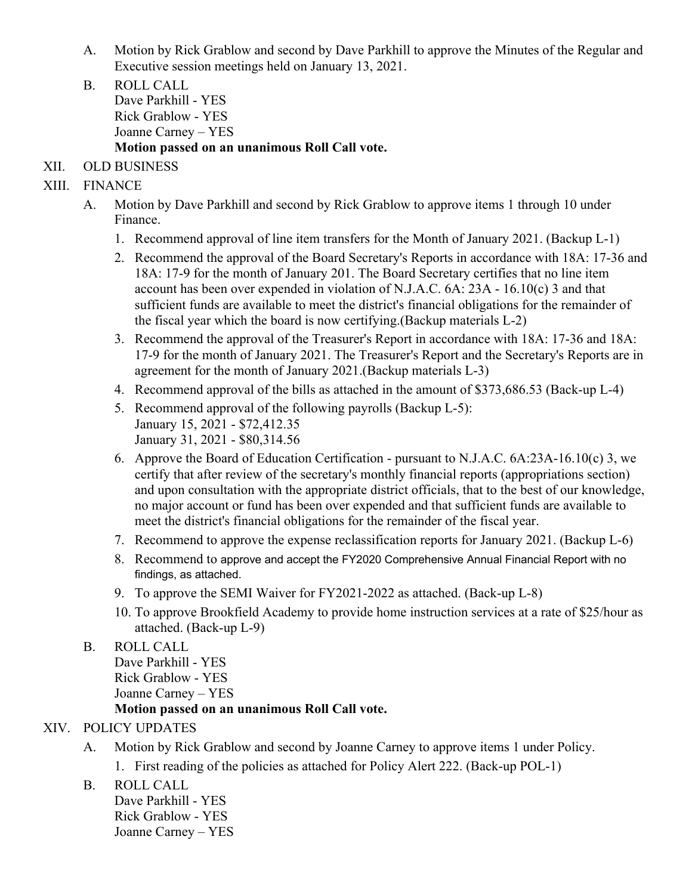A. Motion by Rick Grablow and second by Dave Parkhill to approve the Minutes of the Regular and Executive session meetings held on January 13, 2021.

B. ROLL CALL
Dave Parkhill - YES
Rick Grablow - YES
Joanne Carney – YES
**Motion passed on an unanimous Roll Call vote.**

XII. OLD BUSINESS

XIII. FINANCE

A. Motion by Dave Parkhill and second by Rick Grablow to approve items 1 through 10 under Finance.

1. Recommend approval of line item transfers for the Month of January 2021. (Backup L-1)
2. Recommend the approval of the Board Secretary's Reports in accordance with 18A: 17-36 and 18A: 17-9 for the month of January 201. The Board Secretary certifies that no line item account has been over expended in violation of N.J.A.C. 6A: 23A - 16.10(c) 3 and that sufficient funds are available to meet the district's financial obligations for the remainder of the fiscal year which the board is now certifying.(Backup materials L-2)
3. Recommend the approval of the Treasurer's Report in accordance with 18A: 17-36 and 18A: 17-9 for the month of January 2021. The Treasurer's Report and the Secretary's Reports are in agreement for the month of January 2021.(Backup materials L-3)
4. Recommend approval of the bills as attached in the amount of $373,686.53 (Back-up L-4)
5. Recommend approval of the following payrolls (Backup L-5):
   January 15, 2021 - $72,412.35
   January 31, 2021 - $80,314.56
6. Approve the Board of Education Certification - pursuant to N.J.A.C. 6A:23A-16.10(c) 3, we certify that after review of the secretary's monthly financial reports (appropriations section) and upon consultation with the appropriate district officials, that to the best of our knowledge, no major account or fund has been over expended and that sufficient funds are available to meet the district's financial obligations for the remainder of the fiscal year.
7. Recommend to approve the expense reclassification reports for January 2021. (Backup L-6)
8. Recommend to approve and accept the FY2020 Comprehensive Annual Financial Report with no findings, as attached.
9. To approve the SEMI Waiver for FY2021-2022 as attached. (Back-up L-8)
10. To approve Brookfield Academy to provide home instruction services at a rate of $25/hour as attached. (Back-up L-9)

B. ROLL CALL
Dave Parkhill - YES
Rick Grablow - YES
Joanne Carney – YES
**Motion passed on an unanimous Roll Call vote.**

XIV. POLICY UPDATES

A. Motion by Rick Grablow and second by Joanne Carney to approve items 1 under Policy.

1. First reading of the policies as attached for Policy Alert 222. (Back-up POL-1)

B. ROLL CALL
Dave Parkhill - YES
Rick Grablow - YES
Joanne Carney – YES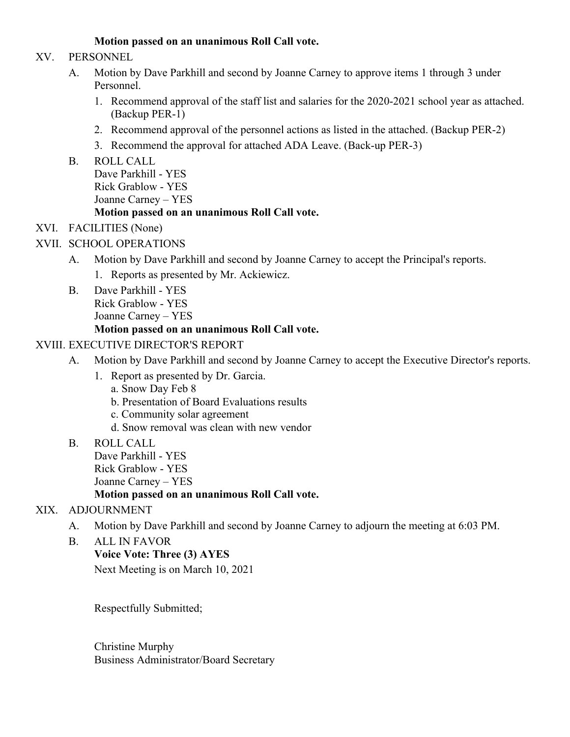**Motion passed on an unanimous Roll Call vote.**

XV. PERSONNEL

A. Motion by Dave Parkhill and second by Joanne Carney to approve items 1 through 3 under Personnel.

1. Recommend approval of the staff list and salaries for the 2020-2021 school year as attached. (Backup PER-1)
2. Recommend approval of the personnel actions as listed in the attached. (Backup PER-2)
3. Recommend the approval for attached ADA Leave. (Back-up PER-3)

B. ROLL CALL
Dave Parkhill - YES
Rick Grablow - YES
Joanne Carney – YES
**Motion passed on an unanimous Roll Call vote.**

XVI. FACILITIES (None)

XVII. SCHOOL OPERATIONS

A. Motion by Dave Parkhill and second by Joanne Carney to accept the Principal's reports.

1. Reports as presented by Mr. Ackiewicz.

B. Dave Parkhill - YES
Rick Grablow - YES
Joanne Carney – YES
**Motion passed on an unanimous Roll Call vote.**

XVIII. EXECUTIVE DIRECTOR'S REPORT

A. Motion by Dave Parkhill and second by Joanne Carney to accept the Executive Director's reports.

1. Report as presented by Dr. Garcia.
   a. Snow Day Feb 8
   b. Presentation of Board Evaluations results
   c. Community solar agreement
   d. Snow removal was clean with new vendor

B. ROLL CALL
Dave Parkhill - YES
Rick Grablow - YES
Joanne Carney – YES
**Motion passed on an unanimous Roll Call vote.**

XIX. ADJOURNMENT

A. Motion by Dave Parkhill and second by Joanne Carney to adjourn the meeting at 6:03 PM.

B. ALL IN FAVOR
**Voice Vote: Three (3) AYES**
Next Meeting is on March 10, 2021

Respectfully Submitted;

Christine Murphy
Business Administrator/Board Secretary